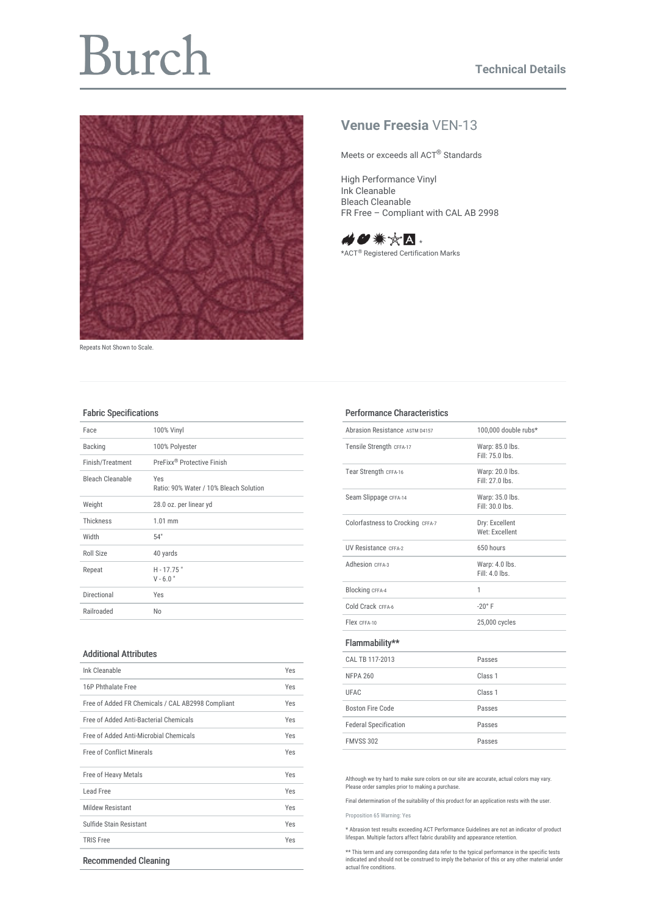# Burch

Technical Details

## Venue Freesia VEN-13

Meets or exceeds all ACT® Standards

High Performance Vinyl
Ink Cleanable
Bleach Cleanable
FR Free – Compliant with CAL AB 2998

*ACT® Registered Certification Marks

Repeats Not Shown to Scale.

### Fabric Specifications

| | |
|---|---|
| Face | 100% Vinyl |
| Backing | 100% Polyester |
| Finish/Treatment | PreFixx® Protective Finish |
| Bleach Cleanable | Yes<br>Ratio: 90% Water / 10% Bleach Solution |
| Weight | 28.0 oz. per linear yd |
| Thickness | 1.01 mm |
| Width | 54" |
| Roll Size | 40 yards |
| Repeat | H - 17.75 "<br>V - 6.0 " |
| Directional | Yes |
| Railroaded | No |

### Additional Attributes

| | |
|---|---|
| Ink Cleanable | Yes |
| 16P Phthalate Free | Yes |
| Free of Added FR Chemicals / CAL AB2998 Compliant | Yes |
| Free of Added Anti-Bacterial Chemicals | Yes |
| Free of Added Anti-Microbial Chemicals | Yes |
| Free of Conflict Minerals | Yes |
| Free of Heavy Metals | Yes |
| Lead Free | Yes |
| Mildew Resistant | Yes |
| Sulfide Stain Resistant | Yes |
| TRIS Free | Yes |

### Recommended Cleaning

### Performance Characteristics

| | |
|---|---|
| Abrasion Resistance ASTM D4157 | 100,000 double rubs* |
| Tensile Strength CFFA-17 | Warp: 85.0 lbs.<br>Fill: 75.0 lbs. |
| Tear Strength CFFA-16 | Warp: 20.0 lbs.<br>Fill: 27.0 lbs. |
| Seam Slippage CFFA-14 | Warp: 35.0 lbs.<br>Fill: 30.0 lbs. |
| Colorfastness to Crocking CFFA-7 | Dry: Excellent<br>Wet: Excellent |
| UV Resistance CFFA-2 | 650 hours |
| Adhesion CFFA-3 | Warp: 4.0 lbs.<br>Fill: 4.0 lbs. |
| Blocking CFFA-4 | 1 |
| Cold Crack CFFA-6 | -20° F |
| Flex CFFA-10 | 25,000 cycles |

### Flammability**

| | |
|---|---|
| CAL TB 117-2013 | Passes |
| NFPA 260 | Class 1 |
| UFAC | Class 1 |
| Boston Fire Code | Passes |
| Federal Specification | Passes |
| FMVSS 302 | Passes |

Although we try hard to make sure colors on our site are accurate, actual colors may vary. Please order samples prior to making a purchase.

Final determination of the suitability of this product for an application rests with the user.

Proposition 65 Warning: Yes

* Abrasion test results exceeding ACT Performance Guidelines are not an indicator of product lifespan. Multiple factors affect fabric durability and appearance retention.

** This term and any corresponding data refer to the typical performance in the specific tests indicated and should not be construed to imply the behavior of this or any other material under actual fire conditions.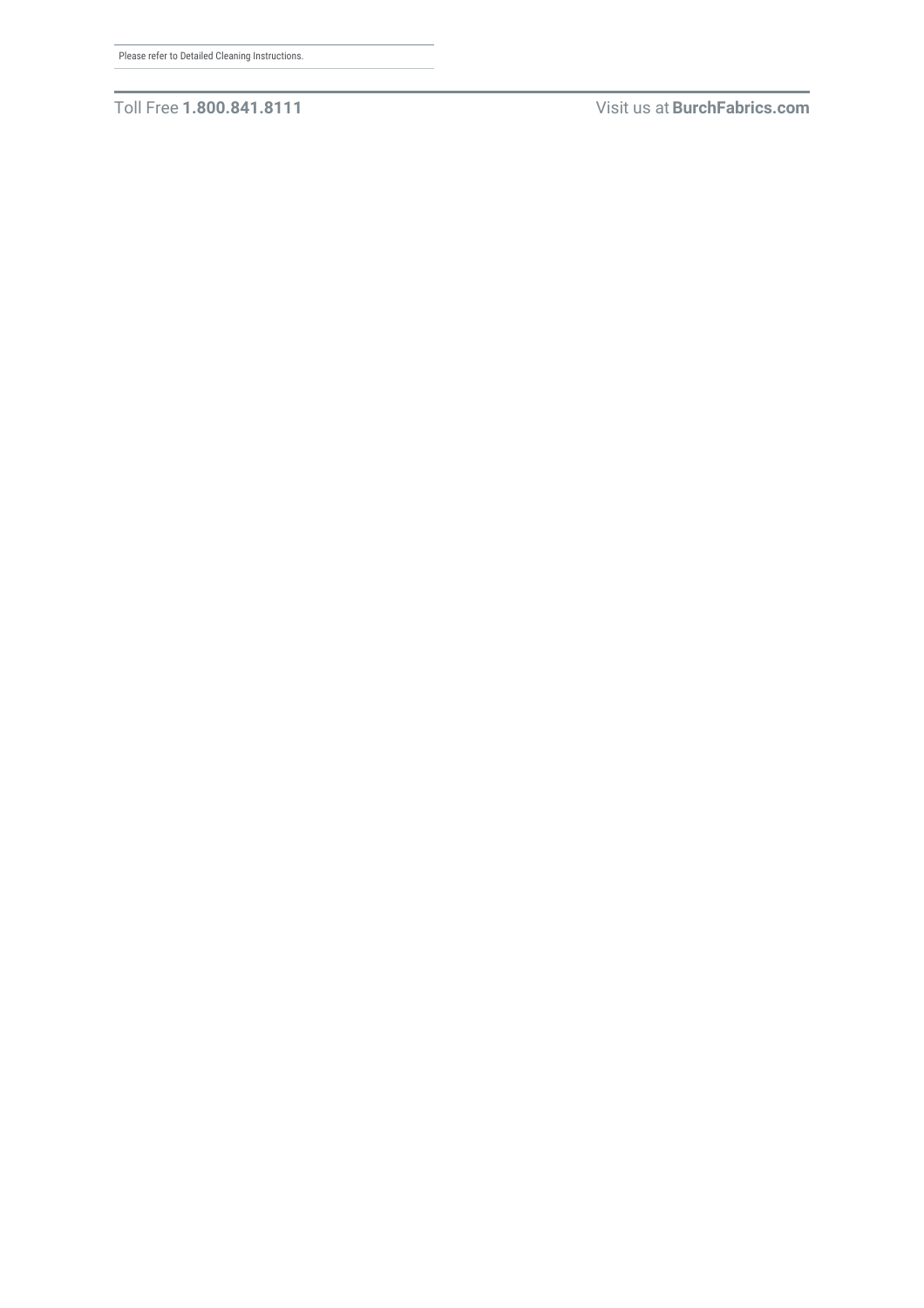Please refer to Detailed Cleaning Instructions.

Toll Free **1.800.841.8111**

Visit us at **BurchFabrics.com**